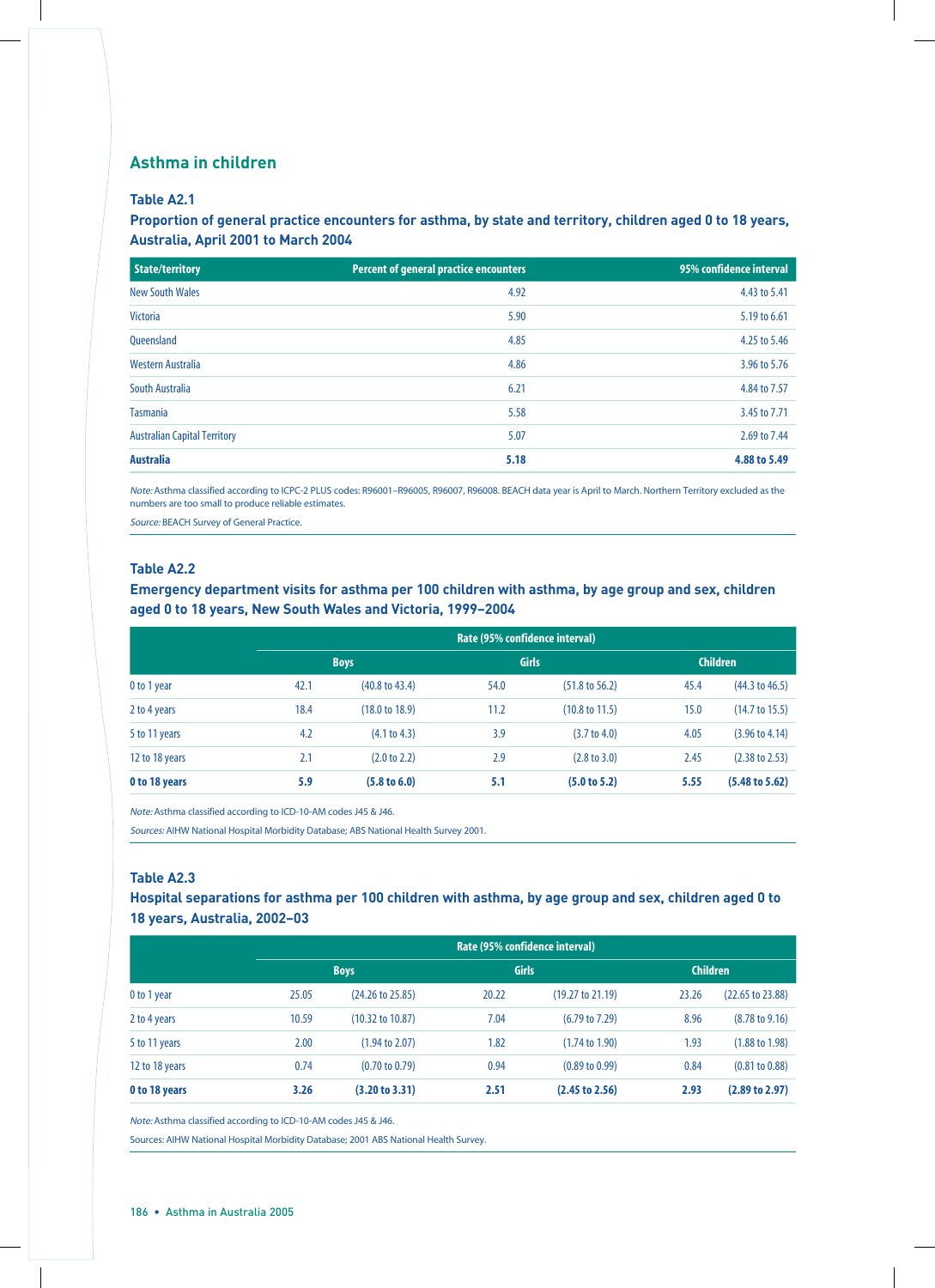## Asthma in children

### Table A2.1

**Proportion of general practice encounters for asthma, by state and territory, children aged 0 to 18 years, Australia, April 2001 to March 2004**

| State/territory | Percent of general practice encounters | 95% confidence interval |
|---|---|---|
| New South Wales | 4.92 | 4.43 to 5.41 |
| Victoria | 5.90 | 5.19 to 6.61 |
| Queensland | 4.85 | 4.25 to 5.46 |
| Western Australia | 4.86 | 3.96 to 5.76 |
| South Australia | 6.21 | 4.84 to 7.57 |
| Tasmania | 5.58 | 3.45 to 7.71 |
| Australian Capital Territory | 5.07 | 2.69 to 7.44 |
| **Australia** | **5.18** | **4.88 to 5.49** |

*Note:* Asthma classified according to ICPC-2 PLUS codes: R96001–R96005, R96007, R96008. BEACH data year is April to March. Northern Territory excluded as the numbers are too small to produce reliable estimates.

*Source:* BEACH Survey of General Practice.

### Table A2.2

**Emergency department visits for asthma per 100 children with asthma, by age group and sex, children aged 0 to 18 years, New South Wales and Victoria, 1999–2004**

| | Rate (95% confidence interval) | | | | | |
|---|---|---|---|---|---|---|
| | Boys | | Girls | | Children | |
| 0 to 1 year | 42.1 | (40.8 to 43.4) | 54.0 | (51.8 to 56.2) | 45.4 | (44.3 to 46.5) |
| 2 to 4 years | 18.4 | (18.0 to 18.9) | 11.2 | (10.8 to 11.5) | 15.0 | (14.7 to 15.5) |
| 5 to 11 years | 4.2 | (4.1 to 4.3) | 3.9 | (3.7 to 4.0) | 4.05 | (3.96 to 4.14) |
| 12 to 18 years | 2.1 | (2.0 to 2.2) | 2.9 | (2.8 to 3.0) | 2.45 | (2.38 to 2.53) |
| **0 to 18 years** | **5.9** | **(5.8 to 6.0)** | **5.1** | **(5.0 to 5.2)** | **5.55** | **(5.48 to 5.62)** |

*Note:* Asthma classified according to ICD-10-AM codes J45 & J46.

*Sources:* AIHW National Hospital Morbidity Database; ABS National Health Survey 2001.

### Table A2.3

**Hospital separations for asthma per 100 children with asthma, by age group and sex, children aged 0 to 18 years, Australia, 2002–03**

| | Rate (95% confidence interval) | | | | | |
|---|---|---|---|---|---|---|
| | Boys | | Girls | | Children | |
| 0 to 1 year | 25.05 | (24.26 to 25.85) | 20.22 | (19.27 to 21.19) | 23.26 | (22.65 to 23.88) |
| 2 to 4 years | 10.59 | (10.32 to 10.87) | 7.04 | (6.79 to 7.29) | 8.96 | (8.78 to 9.16) |
| 5 to 11 years | 2.00 | (1.94 to 2.07) | 1.82 | (1.74 to 1.90) | 1.93 | (1.88 to 1.98) |
| 12 to 18 years | 0.74 | (0.70 to 0.79) | 0.94 | (0.89 to 0.99) | 0.84 | (0.81 to 0.88) |
| **0 to 18 years** | **3.26** | **(3.20 to 3.31)** | **2.51** | **(2.45 to 2.56)** | **2.93** | **(2.89 to 2.97)** |

*Note:* Asthma classified according to ICD-10-AM codes J45 & J46.

Sources: AIHW National Hospital Morbidity Database; 2001 ABS National Health Survey.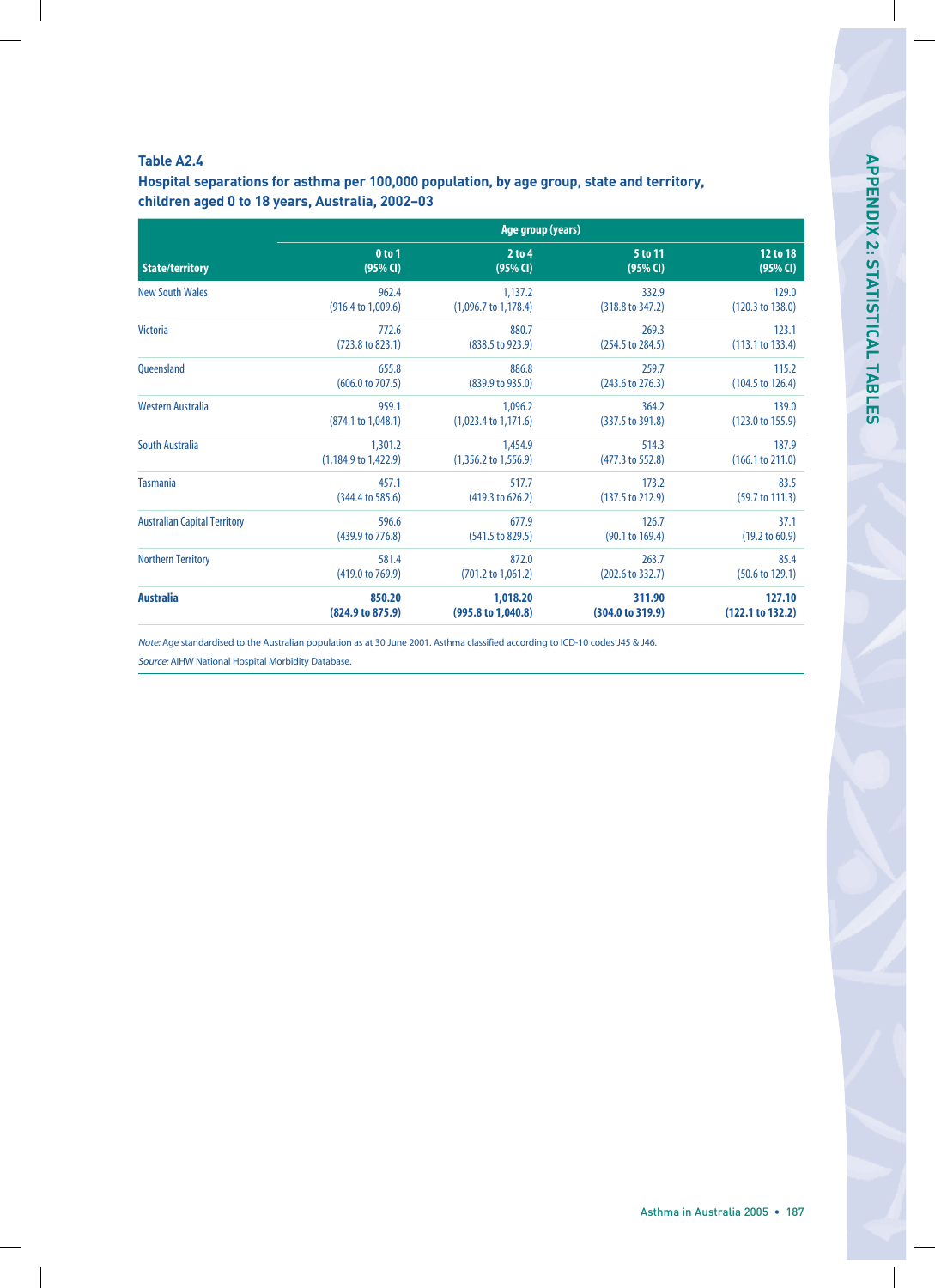**Table A2.4**

**Hospital separations for asthma per 100,000 population, by age group, state and territory, children aged 0 to 18 years, Australia, 2002–03**

| State/territory | Age group (years) | | | |
|---|---|---|---|---|
| | 0 to 1 (95% CI) | 2 to 4 (95% CI) | 5 to 11 (95% CI) | 12 to 18 (95% CI) |
| New South Wales | 962.4 (916.4 to 1,009.6) | 1,137.2 (1,096.7 to 1,178.4) | 332.9 (318.8 to 347.2) | 129.0 (120.3 to 138.0) |
| Victoria | 772.6 (723.8 to 823.1) | 880.7 (838.5 to 923.9) | 269.3 (254.5 to 284.5) | 123.1 (113.1 to 133.4) |
| Queensland | 655.8 (606.0 to 707.5) | 886.8 (839.9 to 935.0) | 259.7 (243.6 to 276.3) | 115.2 (104.5 to 126.4) |
| Western Australia | 959.1 (874.1 to 1,048.1) | 1,096.2 (1,023.4 to 1,171.6) | 364.2 (337.5 to 391.8) | 139.0 (123.0 to 155.9) |
| South Australia | 1,301.2 (1,184.9 to 1,422.9) | 1,454.9 (1,356.2 to 1,556.9) | 514.3 (477.3 to 552.8) | 187.9 (166.1 to 211.0) |
| Tasmania | 457.1 (344.4 to 585.6) | 517.7 (419.3 to 626.2) | 173.2 (137.5 to 212.9) | 83.5 (59.7 to 111.3) |
| Australian Capital Territory | 596.6 (439.9 to 776.8) | 677.9 (541.5 to 829.5) | 126.7 (90.1 to 169.4) | 37.1 (19.2 to 60.9) |
| Northern Territory | 581.4 (419.0 to 769.9) | 872.0 (701.2 to 1,061.2) | 263.7 (202.6 to 332.7) | 85.4 (50.6 to 129.1) |
| **Australia** | **850.20 (824.9 to 875.9)** | **1,018.20 (995.8 to 1,040.8)** | **311.90 (304.0 to 319.9)** | **127.10 (122.1 to 132.2)** |

*Note:* Age standardised to the Australian population as at 30 June 2001. Asthma classified according to ICD-10 codes J45 & J46.

*Source:* AIHW National Hospital Morbidity Database.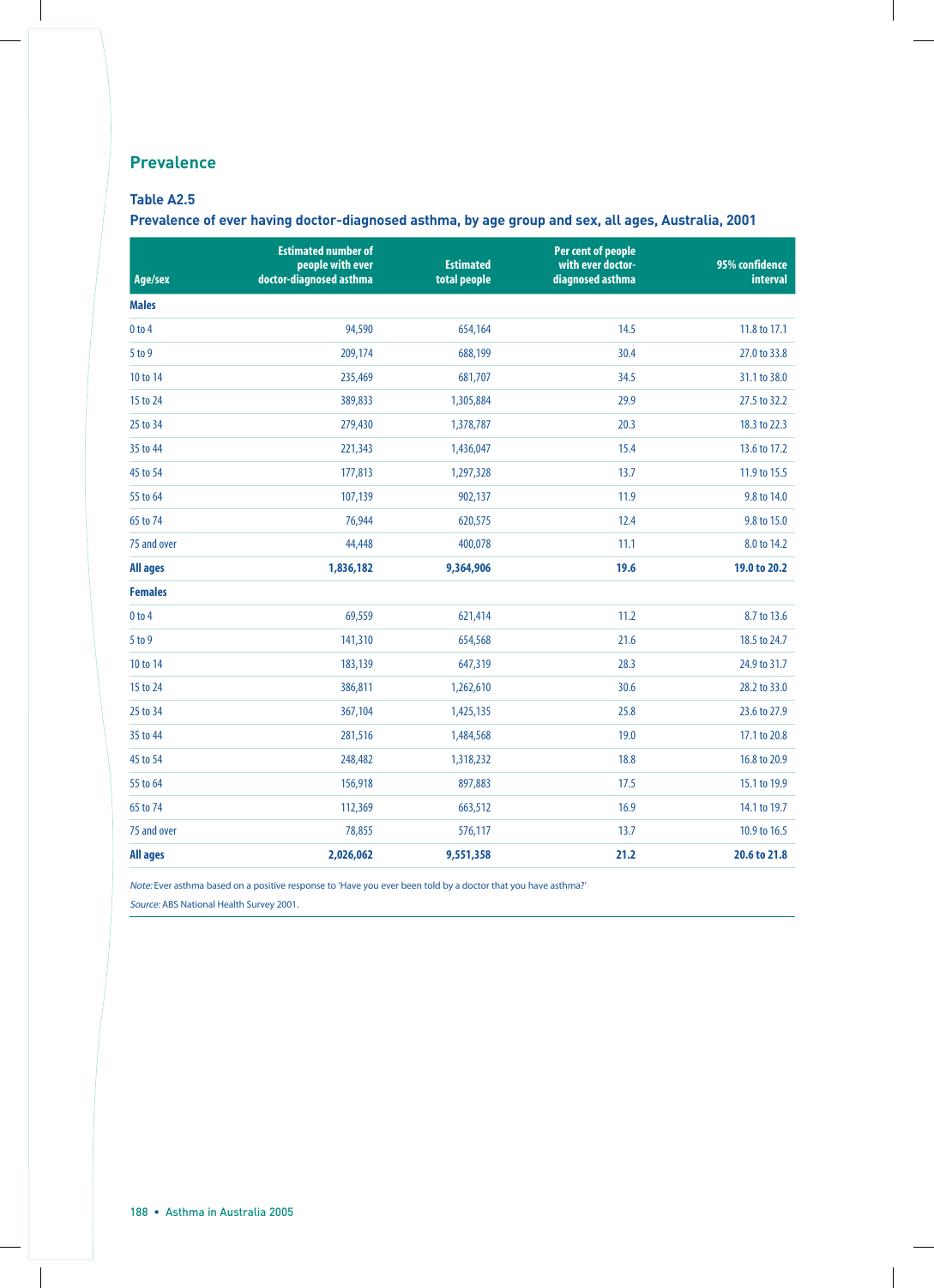## Prevalence

### Table A2.5

### Prevalence of ever having doctor-diagnosed asthma, by age group and sex, all ages, Australia, 2001

| Age/sex | Estimated number of people with ever doctor-diagnosed asthma | Estimated total people | Per cent of people with ever doctor-diagnosed asthma | 95% confidence interval |
|---|---|---|---|---|
| **Males** | | | | |
| 0 to 4 | 94,590 | 654,164 | 14.5 | 11.8 to 17.1 |
| 5 to 9 | 209,174 | 688,199 | 30.4 | 27.0 to 33.8 |
| 10 to 14 | 235,469 | 681,707 | 34.5 | 31.1 to 38.0 |
| 15 to 24 | 389,833 | 1,305,884 | 29.9 | 27.5 to 32.2 |
| 25 to 34 | 279,430 | 1,378,787 | 20.3 | 18.3 to 22.3 |
| 35 to 44 | 221,343 | 1,436,047 | 15.4 | 13.6 to 17.2 |
| 45 to 54 | 177,813 | 1,297,328 | 13.7 | 11.9 to 15.5 |
| 55 to 64 | 107,139 | 902,137 | 11.9 | 9.8 to 14.0 |
| 65 to 74 | 76,944 | 620,575 | 12.4 | 9.8 to 15.0 |
| 75 and over | 44,448 | 400,078 | 11.1 | 8.0 to 14.2 |
| **All ages** | **1,836,182** | **9,364,906** | **19.6** | **19.0 to 20.2** |
| **Females** | | | | |
| 0 to 4 | 69,559 | 621,414 | 11.2 | 8.7 to 13.6 |
| 5 to 9 | 141,310 | 654,568 | 21.6 | 18.5 to 24.7 |
| 10 to 14 | 183,139 | 647,319 | 28.3 | 24.9 to 31.7 |
| 15 to 24 | 386,811 | 1,262,610 | 30.6 | 28.2 to 33.0 |
| 25 to 34 | 367,104 | 1,425,135 | 25.8 | 23.6 to 27.9 |
| 35 to 44 | 281,516 | 1,484,568 | 19.0 | 17.1 to 20.8 |
| 45 to 54 | 248,482 | 1,318,232 | 18.8 | 16.8 to 20.9 |
| 55 to 64 | 156,918 | 897,883 | 17.5 | 15.1 to 19.9 |
| 65 to 74 | 112,369 | 663,512 | 16.9 | 14.1 to 19.7 |
| 75 and over | 78,855 | 576,117 | 13.7 | 10.9 to 16.5 |
| **All ages** | **2,026,062** | **9,551,358** | **21.2** | **20.6 to 21.8** |

*Note:* Ever asthma based on a positive response to 'Have you ever been told by a doctor that you have asthma?'

*Source:* ABS National Health Survey 2001.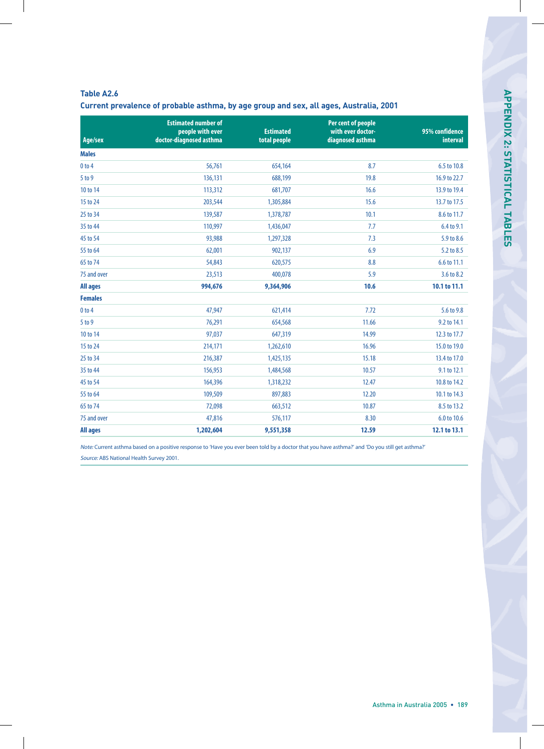### Table A2.6

**Current prevalence of probable asthma, by age group and sex, all ages, Australia, 2001**

| Age/sex | Estimated number of people with ever doctor-diagnosed asthma | Estimated total people | Per cent of people with ever doctor-diagnosed asthma | 95% confidence interval |
|---|---|---|---|---|
| **Males** | | | | |
| 0 to 4 | 56,761 | 654,164 | 8.7 | 6.5 to 10.8 |
| 5 to 9 | 136,131 | 688,199 | 19.8 | 16.9 to 22.7 |
| 10 to 14 | 113,312 | 681,707 | 16.6 | 13.9 to 19.4 |
| 15 to 24 | 203,544 | 1,305,884 | 15.6 | 13.7 to 17.5 |
| 25 to 34 | 139,587 | 1,378,787 | 10.1 | 8.6 to 11.7 |
| 35 to 44 | 110,997 | 1,436,047 | 7.7 | 6.4 to 9.1 |
| 45 to 54 | 93,988 | 1,297,328 | 7.3 | 5.9 to 8.6 |
| 55 to 64 | 62,001 | 902,137 | 6.9 | 5.2 to 8.5 |
| 65 to 74 | 54,843 | 620,575 | 8.8 | 6.6 to 11.1 |
| 75 and over | 23,513 | 400,078 | 5.9 | 3.6 to 8.2 |
| **All ages** | **994,676** | **9,364,906** | **10.6** | **10.1 to 11.1** |
| **Females** | | | | |
| 0 to 4 | 47,947 | 621,414 | 7.72 | 5.6 to 9.8 |
| 5 to 9 | 76,291 | 654,568 | 11.66 | 9.2 to 14.1 |
| 10 to 14 | 97,037 | 647,319 | 14.99 | 12.3 to 17.7 |
| 15 to 24 | 214,171 | 1,262,610 | 16.96 | 15.0 to 19.0 |
| 25 to 34 | 216,387 | 1,425,135 | 15.18 | 13.4 to 17.0 |
| 35 to 44 | 156,953 | 1,484,568 | 10.57 | 9.1 to 12.1 |
| 45 to 54 | 164,396 | 1,318,232 | 12.47 | 10.8 to 14.2 |
| 55 to 64 | 109,509 | 897,883 | 12.20 | 10.1 to 14.3 |
| 65 to 74 | 72,098 | 663,512 | 10.87 | 8.5 to 13.2 |
| 75 and over | 47,816 | 576,117 | 8.30 | 6.0 to 10.6 |
| **All ages** | **1,202,604** | **9,551,358** | **12.59** | **12.1 to 13.1** |

*Note:* Current asthma based on a positive response to 'Have you ever been told by a doctor that you have asthma?' and 'Do you still get asthma?'

*Source:* ABS National Health Survey 2001.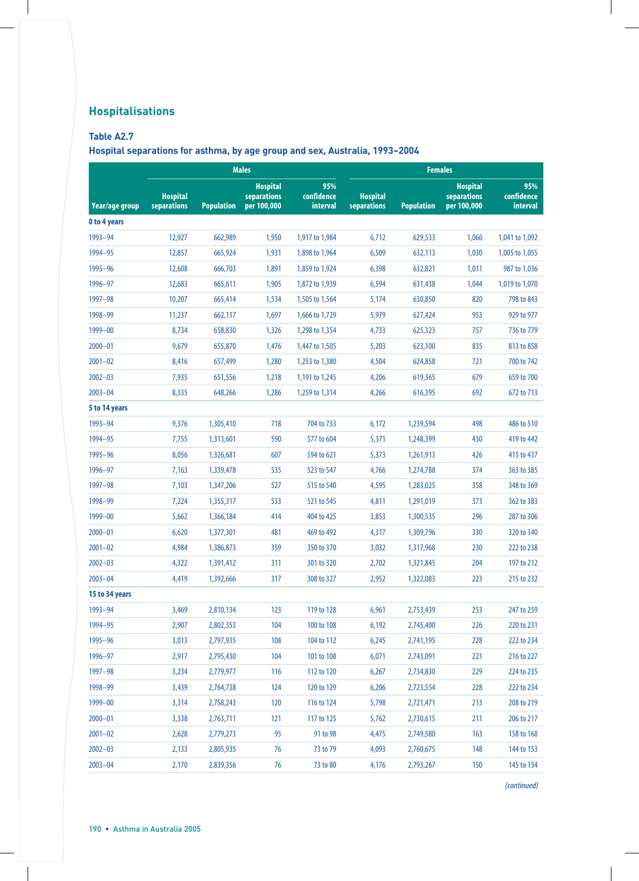## Hospitalisations

### Table A2.7

### Hospital separations for asthma, by age group and sex, Australia, 1993–2004

| | Males | | | | Females | | | |
|---|---|---|---|---|---|---|---|---|
| Year/age group | Hospital separations | Population | Hospital separations per 100,000 | 95% confidence interval | Hospital separations | Population | Hospital separations per 100,000 | 95% confidence interval |
| **0 to 4 years** | | | | | | | | |
| 1993–94 | 12,927 | 662,989 | 1,950 | 1,917 to 1,984 | 6,712 | 629,533 | 1,066 | 1,041 to 1,092 |
| 1994–95 | 12,857 | 665,924 | 1,931 | 1,898 to 1,964 | 6,509 | 632,113 | 1,030 | 1,005 to 1,055 |
| 1995–96 | 12,608 | 666,703 | 1,891 | 1,859 to 1,924 | 6,398 | 632,821 | 1,011 | 987 to 1,036 |
| 1996–97 | 12,683 | 665,611 | 1,905 | 1,872 to 1,939 | 6,594 | 631,438 | 1,044 | 1,019 to 1,070 |
| 1997–98 | 10,207 | 665,414 | 1,534 | 1,505 to 1,564 | 5,174 | 630,850 | 820 | 798 to 843 |
| 1998–99 | 11,237 | 662,117 | 1,697 | 1,666 to 1,729 | 5,979 | 627,424 | 953 | 929 to 977 |
| 1999–00 | 8,734 | 658,830 | 1,326 | 1,298 to 1,354 | 4,733 | 625,323 | 757 | 736 to 779 |
| 2000–01 | 9,679 | 655,870 | 1,476 | 1,447 to 1,505 | 5,203 | 623,100 | 835 | 813 to 858 |
| 2001–02 | 8,416 | 657,499 | 1,280 | 1,253 to 1,380 | 4,504 | 624,858 | 721 | 700 to 742 |
| 2002–03 | 7,935 | 651,556 | 1,218 | 1,191 to 1,245 | 4,206 | 619,365 | 679 | 659 to 700 |
| 2003–04 | 8,335 | 648,266 | 1,286 | 1,259 to 1,314 | 4,266 | 616,395 | 692 | 672 to 713 |
| **5 to 14 years** | | | | | | | | |
| 1993–94 | 9,376 | 1,305,410 | 718 | 704 to 733 | 6,172 | 1,239,594 | 498 | 486 to 510 |
| 1994–95 | 7,755 | 1,313,601 | 590 | 577 to 604 | 5,371 | 1,248,399 | 430 | 419 to 442 |
| 1995–96 | 8,056 | 1,326,681 | 607 | 594 to 621 | 5,373 | 1,261,913 | 426 | 415 to 437 |
| 1996–97 | 7,163 | 1,339,478 | 535 | 523 to 547 | 4,766 | 1,274,788 | 374 | 363 to 385 |
| 1997–98 | 7,103 | 1,347,206 | 527 | 515 to 540 | 4,595 | 1,283,025 | 358 | 348 to 369 |
| 1998–99 | 7,224 | 1,355,317 | 533 | 521 to 545 | 4,811 | 1,291,019 | 373 | 362 to 383 |
| 1999–00 | 5,662 | 1,366,184 | 414 | 404 to 425 | 3,853 | 1,300,535 | 296 | 287 to 306 |
| 2000–01 | 6,620 | 1,377,301 | 481 | 469 to 492 | 4,317 | 1,309,796 | 330 | 320 to 340 |
| 2001–02 | 4,984 | 1,386,873 | 359 | 350 to 370 | 3,032 | 1,317,968 | 230 | 222 to 238 |
| 2002–03 | 4,322 | 1,391,412 | 311 | 301 to 320 | 2,702 | 1,321,845 | 204 | 197 to 212 |
| 2003–04 | 4,419 | 1,392,666 | 317 | 308 to 327 | 2,952 | 1,322,083 | 223 | 215 to 232 |
| **15 to 34 years** | | | | | | | | |
| 1993–94 | 3,469 | 2,810,134 | 123 | 119 to 128 | 6,961 | 2,753,439 | 253 | 247 to 259 |
| 1994–95 | 2,907 | 2,802,353 | 104 | 100 to 108 | 6,192 | 2,745,400 | 226 | 220 to 231 |
| 1995–96 | 3,013 | 2,797,935 | 108 | 104 to 112 | 6,245 | 2,741,195 | 228 | 222 to 234 |
| 1996–97 | 2,917 | 2,795,430 | 104 | 101 to 108 | 6,071 | 2,743,091 | 221 | 216 to 227 |
| 1997–98 | 3,234 | 2,779,977 | 116 | 112 to 120 | 6,267 | 2,734,830 | 229 | 224 to 235 |
| 1998–99 | 3,439 | 2,764,738 | 124 | 120 to 129 | 6,206 | 2,723,554 | 228 | 222 to 234 |
| 1999–00 | 3,314 | 2,758,243 | 120 | 116 to 124 | 5,798 | 2,721,471 | 213 | 208 to 219 |
| 2000–01 | 3,338 | 2,763,711 | 121 | 117 to 125 | 5,762 | 2,730,615 | 211 | 206 to 217 |
| 2001–02 | 2,628 | 2,779,273 | 95 | 91 to 98 | 4,475 | 2,749,580 | 163 | 158 to 168 |
| 2002–03 | 2,133 | 2,805,935 | 76 | 73 to 79 | 4,093 | 2,760,675 | 148 | 144 to 153 |
| 2003–04 | 2,170 | 2,839,356 | 76 | 73 to 80 | 4,176 | 2,793,267 | 150 | 145 to 154 |

*(continued)*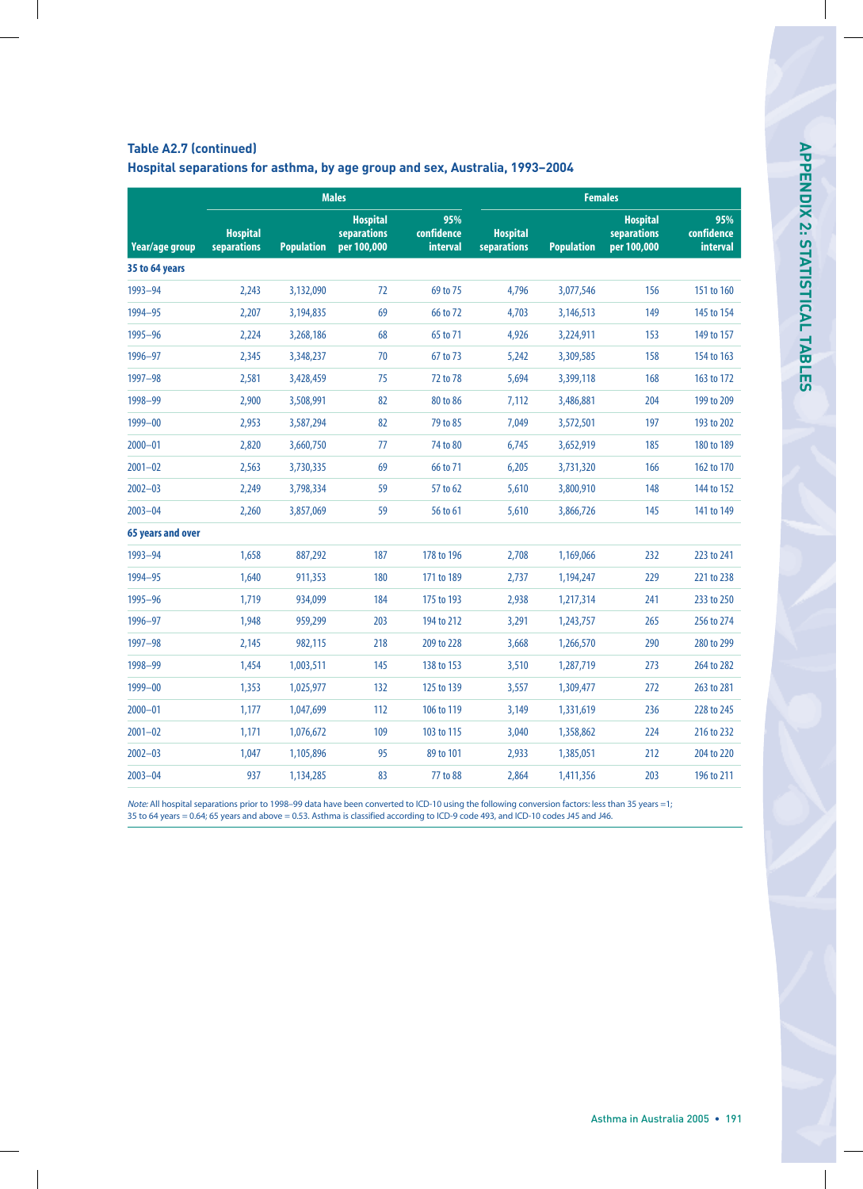**Table A2.7 (continued)**

**Hospital separations for asthma, by age group and sex, Australia, 1993–2004**

| | Males | | | | Females | | | |
|---|---|---|---|---|---|---|---|---|
| Year/age group | Hospital separations | Population | Hospital separations per 100,000 | 95% confidence interval | Hospital separations | Population | Hospital separations per 100,000 | 95% confidence interval |
| **35 to 64 years** | | | | | | | | |
| 1993–94 | 2,243 | 3,132,090 | 72 | 69 to 75 | 4,796 | 3,077,546 | 156 | 151 to 160 |
| 1994–95 | 2,207 | 3,194,835 | 69 | 66 to 72 | 4,703 | 3,146,513 | 149 | 145 to 154 |
| 1995–96 | 2,224 | 3,268,186 | 68 | 65 to 71 | 4,926 | 3,224,911 | 153 | 149 to 157 |
| 1996–97 | 2,345 | 3,348,237 | 70 | 67 to 73 | 5,242 | 3,309,585 | 158 | 154 to 163 |
| 1997–98 | 2,581 | 3,428,459 | 75 | 72 to 78 | 5,694 | 3,399,118 | 168 | 163 to 172 |
| 1998–99 | 2,900 | 3,508,991 | 82 | 80 to 86 | 7,112 | 3,486,881 | 204 | 199 to 209 |
| 1999–00 | 2,953 | 3,587,294 | 82 | 79 to 85 | 7,049 | 3,572,501 | 197 | 193 to 202 |
| 2000–01 | 2,820 | 3,660,750 | 77 | 74 to 80 | 6,745 | 3,652,919 | 185 | 180 to 189 |
| 2001–02 | 2,563 | 3,730,335 | 69 | 66 to 71 | 6,205 | 3,731,320 | 166 | 162 to 170 |
| 2002–03 | 2,249 | 3,798,334 | 59 | 57 to 62 | 5,610 | 3,800,910 | 148 | 144 to 152 |
| 2003–04 | 2,260 | 3,857,069 | 59 | 56 to 61 | 5,610 | 3,866,726 | 145 | 141 to 149 |
| **65 years and over** | | | | | | | | |
| 1993–94 | 1,658 | 887,292 | 187 | 178 to 196 | 2,708 | 1,169,066 | 232 | 223 to 241 |
| 1994–95 | 1,640 | 911,353 | 180 | 171 to 189 | 2,737 | 1,194,247 | 229 | 221 to 238 |
| 1995–96 | 1,719 | 934,099 | 184 | 175 to 193 | 2,938 | 1,217,314 | 241 | 233 to 250 |
| 1996–97 | 1,948 | 959,299 | 203 | 194 to 212 | 3,291 | 1,243,757 | 265 | 256 to 274 |
| 1997–98 | 2,145 | 982,115 | 218 | 209 to 228 | 3,668 | 1,266,570 | 290 | 280 to 299 |
| 1998–99 | 1,454 | 1,003,511 | 145 | 138 to 153 | 3,510 | 1,287,719 | 273 | 264 to 282 |
| 1999–00 | 1,353 | 1,025,977 | 132 | 125 to 139 | 3,557 | 1,309,477 | 272 | 263 to 281 |
| 2000–01 | 1,177 | 1,047,699 | 112 | 106 to 119 | 3,149 | 1,331,619 | 236 | 228 to 245 |
| 2001–02 | 1,171 | 1,076,672 | 109 | 103 to 115 | 3,040 | 1,358,862 | 224 | 216 to 232 |
| 2002–03 | 1,047 | 1,105,896 | 95 | 89 to 101 | 2,933 | 1,385,051 | 212 | 204 to 220 |
| 2003–04 | 937 | 1,134,285 | 83 | 77 to 88 | 2,864 | 1,411,356 | 203 | 196 to 211 |

*Note:* All hospital separations prior to 1998–99 data have been converted to ICD-10 using the following conversion factors: less than 35 years =1; 35 to 64 years = 0.64; 65 years and above = 0.53. Asthma is classified according to ICD-9 code 493, and ICD-10 codes J45 and J46.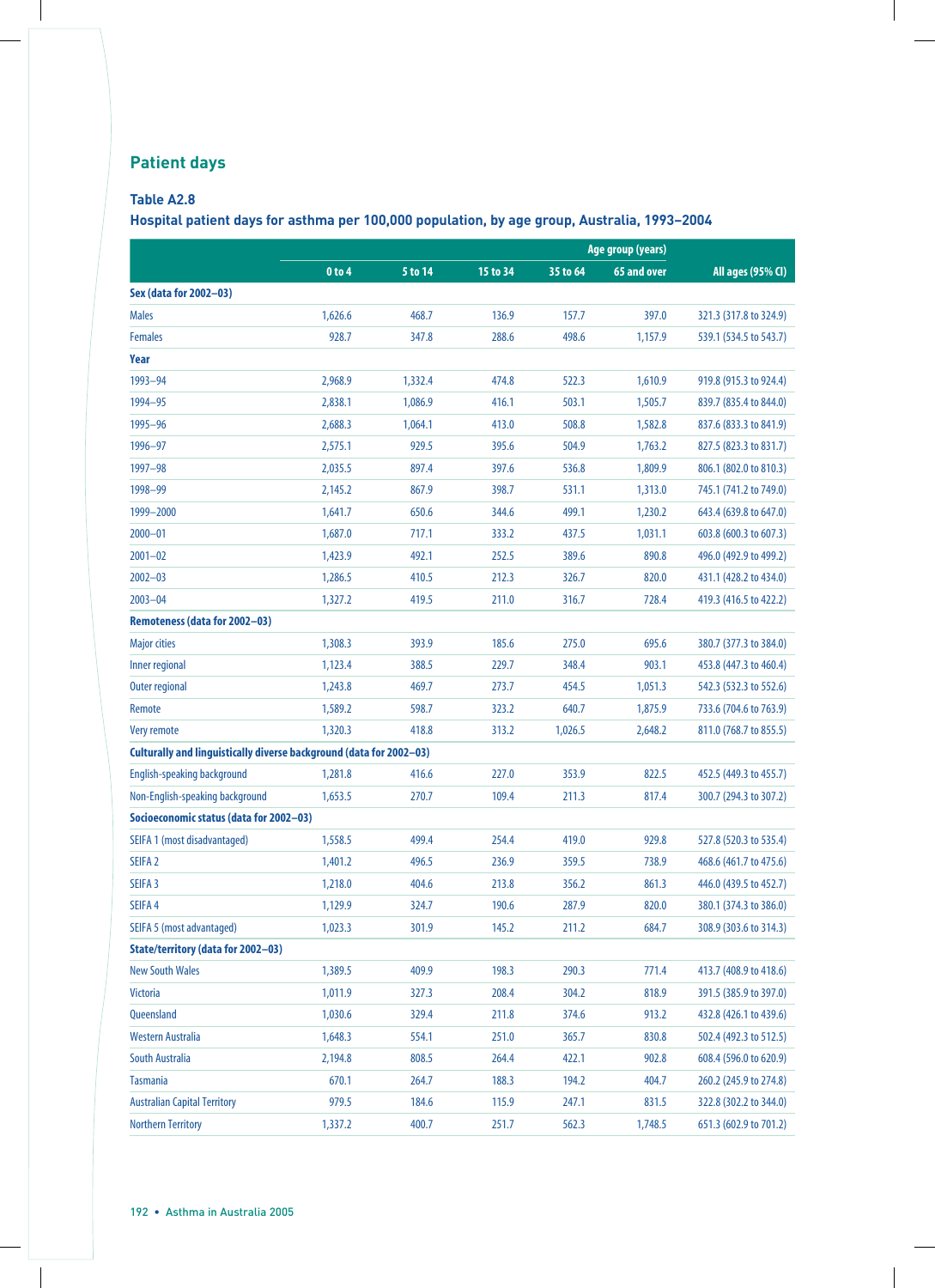## Patient days

### Table A2.8

### Hospital patient days for asthma per 100,000 population, by age group, Australia, 1993–2004

| | Age group (years) | | | | | |
|---|---|---|---|---|---|---|
| | 0 to 4 | 5 to 14 | 15 to 34 | 35 to 64 | 65 and over | All ages (95% CI) |
| **Sex (data for 2002–03)** | | | | | | |
| Males | 1,626.6 | 468.7 | 136.9 | 157.7 | 397.0 | 321.3 (317.8 to 324.9) |
| Females | 928.7 | 347.8 | 288.6 | 498.6 | 1,157.9 | 539.1 (534.5 to 543.7) |
| **Year** | | | | | | |
| 1993–94 | 2,968.9 | 1,332.4 | 474.8 | 522.3 | 1,610.9 | 919.8 (915.3 to 924.4) |
| 1994–95 | 2,838.1 | 1,086.9 | 416.1 | 503.1 | 1,505.7 | 839.7 (835.4 to 844.0) |
| 1995–96 | 2,688.3 | 1,064.1 | 413.0 | 508.8 | 1,582.8 | 837.6 (833.3 to 841.9) |
| 1996–97 | 2,575.1 | 929.5 | 395.6 | 504.9 | 1,763.2 | 827.5 (823.3 to 831.7) |
| 1997–98 | 2,035.5 | 897.4 | 397.6 | 536.8 | 1,809.9 | 806.1 (802.0 to 810.3) |
| 1998–99 | 2,145.2 | 867.9 | 398.7 | 531.1 | 1,313.0 | 745.1 (741.2 to 749.0) |
| 1999–2000 | 1,641.7 | 650.6 | 344.6 | 499.1 | 1,230.2 | 643.4 (639.8 to 647.0) |
| 2000–01 | 1,687.0 | 717.1 | 333.2 | 437.5 | 1,031.1 | 603.8 (600.3 to 607.3) |
| 2001–02 | 1,423.9 | 492.1 | 252.5 | 389.6 | 890.8 | 496.0 (492.9 to 499.2) |
| 2002–03 | 1,286.5 | 410.5 | 212.3 | 326.7 | 820.0 | 431.1 (428.2 to 434.0) |
| 2003–04 | 1,327.2 | 419.5 | 211.0 | 316.7 | 728.4 | 419.3 (416.5 to 422.2) |
| **Remoteness (data for 2002–03)** | | | | | | |
| Major cities | 1,308.3 | 393.9 | 185.6 | 275.0 | 695.6 | 380.7 (377.3 to 384.0) |
| Inner regional | 1,123.4 | 388.5 | 229.7 | 348.4 | 903.1 | 453.8 (447.3 to 460.4) |
| Outer regional | 1,243.8 | 469.7 | 273.7 | 454.5 | 1,051.3 | 542.3 (532.3 to 552.6) |
| Remote | 1,589.2 | 598.7 | 323.2 | 640.7 | 1,875.9 | 733.6 (704.6 to 763.9) |
| Very remote | 1,320.3 | 418.8 | 313.2 | 1,026.5 | 2,648.2 | 811.0 (768.7 to 855.5) |
| **Culturally and linguistically diverse background (data for 2002–03)** | | | | | | |
| English-speaking background | 1,281.8 | 416.6 | 227.0 | 353.9 | 822.5 | 452.5 (449.3 to 455.7) |
| Non-English-speaking background | 1,653.5 | 270.7 | 109.4 | 211.3 | 817.4 | 300.7 (294.3 to 307.2) |
| **Socioeconomic status (data for 2002–03)** | | | | | | |
| SEIFA 1 (most disadvantaged) | 1,558.5 | 499.4 | 254.4 | 419.0 | 929.8 | 527.8 (520.3 to 535.4) |
| SEIFA 2 | 1,401.2 | 496.5 | 236.9 | 359.5 | 738.9 | 468.6 (461.7 to 475.6) |
| SEIFA 3 | 1,218.0 | 404.6 | 213.8 | 356.2 | 861.3 | 446.0 (439.5 to 452.7) |
| SEIFA 4 | 1,129.9 | 324.7 | 190.6 | 287.9 | 820.0 | 380.1 (374.3 to 386.0) |
| SEIFA 5 (most advantaged) | 1,023.3 | 301.9 | 145.2 | 211.2 | 684.7 | 308.9 (303.6 to 314.3) |
| **State/territory (data for 2002–03)** | | | | | | |
| New South Wales | 1,389.5 | 409.9 | 198.3 | 290.3 | 771.4 | 413.7 (408.9 to 418.6) |
| Victoria | 1,011.9 | 327.3 | 208.4 | 304.2 | 818.9 | 391.5 (385.9 to 397.0) |
| Queensland | 1,030.6 | 329.4 | 211.8 | 374.6 | 913.2 | 432.8 (426.1 to 439.6) |
| Western Australia | 1,648.3 | 554.1 | 251.0 | 365.7 | 830.8 | 502.4 (492.3 to 512.5) |
| South Australia | 2,194.8 | 808.5 | 264.4 | 422.1 | 902.8 | 608.4 (596.0 to 620.9) |
| Tasmania | 670.1 | 264.7 | 188.3 | 194.2 | 404.7 | 260.2 (245.9 to 274.8) |
| Australian Capital Territory | 979.5 | 184.6 | 115.9 | 247.1 | 831.5 | 322.8 (302.2 to 344.0) |
| Northern Territory | 1,337.2 | 400.7 | 251.7 | 562.3 | 1,748.5 | 651.3 (602.9 to 701.2) |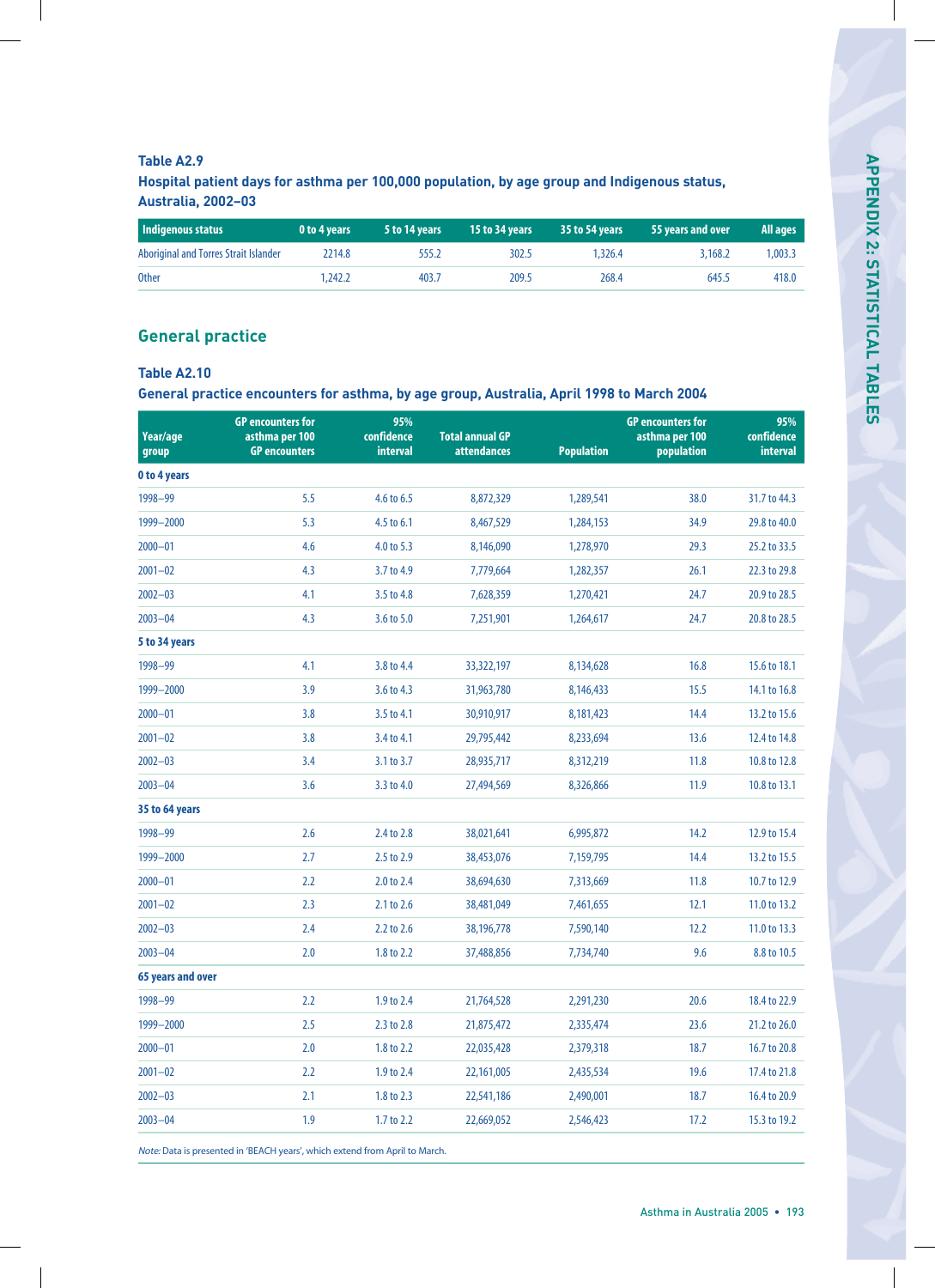**Table A2.9**

**Hospital patient days for asthma per 100,000 population, by age group and Indigenous status, Australia, 2002–03**

| Indigenous status | 0 to 4 years | 5 to 14 years | 15 to 34 years | 35 to 54 years | 55 years and over | All ages |
|---|---|---|---|---|---|---|
| Aboriginal and Torres Strait Islander | 2214.8 | 555.2 | 302.5 | 1,326.4 | 3,168.2 | 1,003.3 |
| Other | 1,242.2 | 403.7 | 209.5 | 268.4 | 645.5 | 418.0 |

## General practice

**Table A2.10**

**General practice encounters for asthma, by age group, Australia, April 1998 to March 2004**

| Year/age group | GP encounters for asthma per 100 GP encounters | 95% confidence interval | Total annual GP attendances | Population | GP encounters for asthma per 100 population | 95% confidence interval |
|---|---|---|---|---|---|---|
| **0 to 4 years** | | | | | | |
| 1998–99 | 5.5 | 4.6 to 6.5 | 8,872,329 | 1,289,541 | 38.0 | 31.7 to 44.3 |
| 1999–2000 | 5.3 | 4.5 to 6.1 | 8,467,529 | 1,284,153 | 34.9 | 29.8 to 40.0 |
| 2000–01 | 4.6 | 4.0 to 5.3 | 8,146,090 | 1,278,970 | 29.3 | 25.2 to 33.5 |
| 2001–02 | 4.3 | 3.7 to 4.9 | 7,779,664 | 1,282,357 | 26.1 | 22.3 to 29.8 |
| 2002–03 | 4.1 | 3.5 to 4.8 | 7,628,359 | 1,270,421 | 24.7 | 20.9 to 28.5 |
| 2003–04 | 4.3 | 3.6 to 5.0 | 7,251,901 | 1,264,617 | 24.7 | 20.8 to 28.5 |
| **5 to 34 years** | | | | | | |
| 1998–99 | 4.1 | 3.8 to 4.4 | 33,322,197 | 8,134,628 | 16.8 | 15.6 to 18.1 |
| 1999–2000 | 3.9 | 3.6 to 4.3 | 31,963,780 | 8,146,433 | 15.5 | 14.1 to 16.8 |
| 2000–01 | 3.8 | 3.5 to 4.1 | 30,910,917 | 8,181,423 | 14.4 | 13.2 to 15.6 |
| 2001–02 | 3.8 | 3.4 to 4.1 | 29,795,442 | 8,233,694 | 13.6 | 12.4 to 14.8 |
| 2002–03 | 3.4 | 3.1 to 3.7 | 28,935,717 | 8,312,219 | 11.8 | 10.8 to 12.8 |
| 2003–04 | 3.6 | 3.3 to 4.0 | 27,494,569 | 8,326,866 | 11.9 | 10.8 to 13.1 |
| **35 to 64 years** | | | | | | |
| 1998–99 | 2.6 | 2.4 to 2.8 | 38,021,641 | 6,995,872 | 14.2 | 12.9 to 15.4 |
| 1999–2000 | 2.7 | 2.5 to 2.9 | 38,453,076 | 7,159,795 | 14.4 | 13.2 to 15.5 |
| 2000–01 | 2.2 | 2.0 to 2.4 | 38,694,630 | 7,313,669 | 11.8 | 10.7 to 12.9 |
| 2001–02 | 2.3 | 2.1 to 2.6 | 38,481,049 | 7,461,655 | 12.1 | 11.0 to 13.2 |
| 2002–03 | 2.4 | 2.2 to 2.6 | 38,196,778 | 7,590,140 | 12.2 | 11.0 to 13.3 |
| 2003–04 | 2.0 | 1.8 to 2.2 | 37,488,856 | 7,734,740 | 9.6 | 8.8 to 10.5 |
| **65 years and over** | | | | | | |
| 1998–99 | 2.2 | 1.9 to 2.4 | 21,764,528 | 2,291,230 | 20.6 | 18.4 to 22.9 |
| 1999–2000 | 2.5 | 2.3 to 2.8 | 21,875,472 | 2,335,474 | 23.6 | 21.2 to 26.0 |
| 2000–01 | 2.0 | 1.8 to 2.2 | 22,035,428 | 2,379,318 | 18.7 | 16.7 to 20.8 |
| 2001–02 | 2.2 | 1.9 to 2.4 | 22,161,005 | 2,435,534 | 19.6 | 17.4 to 21.8 |
| 2002–03 | 2.1 | 1.8 to 2.3 | 22,541,186 | 2,490,001 | 18.7 | 16.4 to 20.9 |
| 2003–04 | 1.9 | 1.7 to 2.2 | 22,669,052 | 2,546,423 | 17.2 | 15.3 to 19.2 |

*Note:* Data is presented in 'BEACH years', which extend from April to March.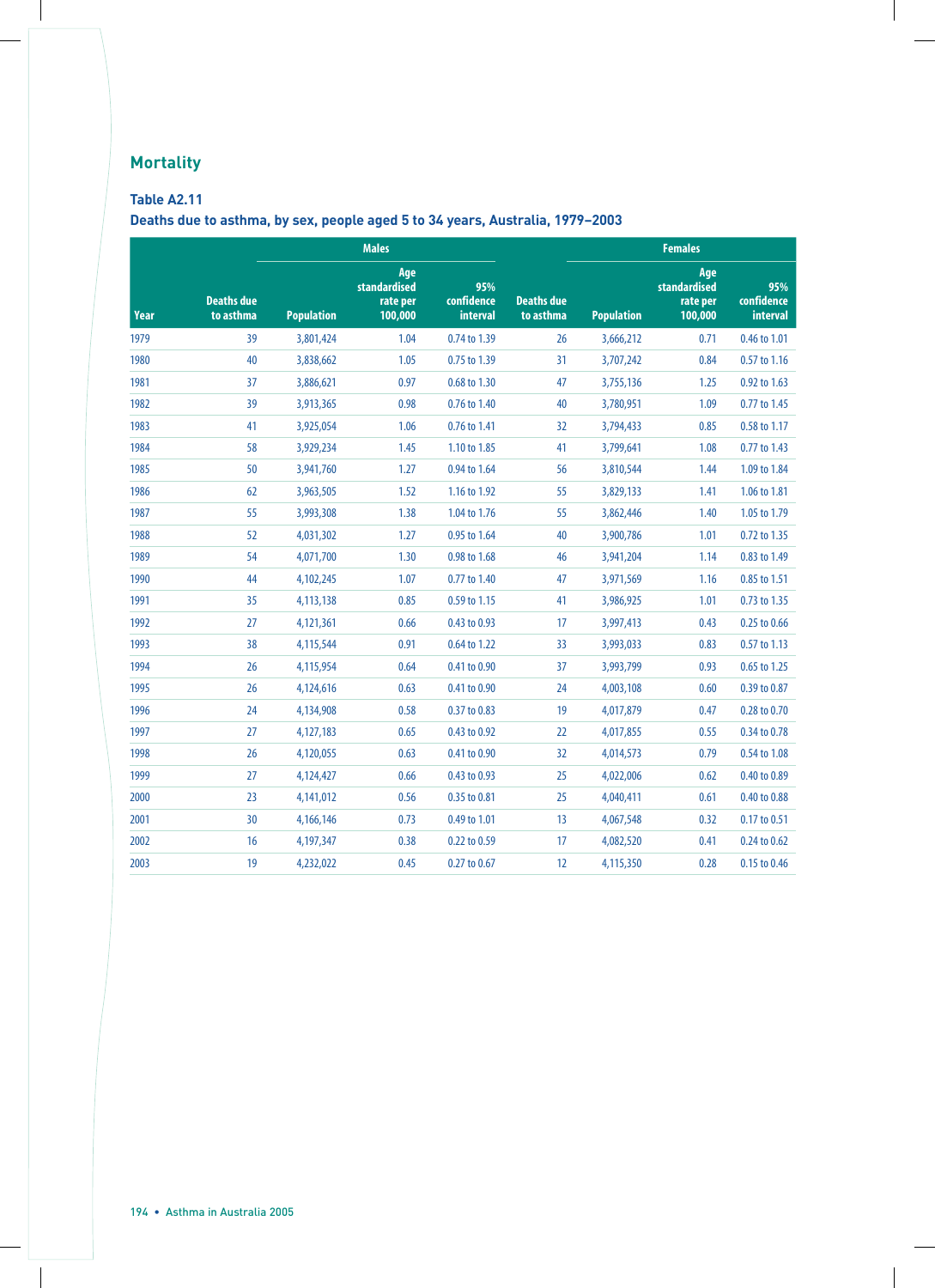## Mortality

### Table A2.11

### Deaths due to asthma, by sex, people aged 5 to 34 years, Australia, 1979–2003

| | Males | | | | Females | | | |
|---|---|---|---|---|---|---|---|---|
| Year | Deaths due to asthma | Population | Age standardised rate per 100,000 | 95% confidence interval | Deaths due to asthma | Population | Age standardised rate per 100,000 | 95% confidence interval |
| 1979 | 39 | 3,801,424 | 1.04 | 0.74 to 1.39 | 26 | 3,666,212 | 0.71 | 0.46 to 1.01 |
| 1980 | 40 | 3,838,662 | 1.05 | 0.75 to 1.39 | 31 | 3,707,242 | 0.84 | 0.57 to 1.16 |
| 1981 | 37 | 3,886,621 | 0.97 | 0.68 to 1.30 | 47 | 3,755,136 | 1.25 | 0.92 to 1.63 |
| 1982 | 39 | 3,913,365 | 0.98 | 0.76 to 1.40 | 40 | 3,780,951 | 1.09 | 0.77 to 1.45 |
| 1983 | 41 | 3,925,054 | 1.06 | 0.76 to 1.41 | 32 | 3,794,433 | 0.85 | 0.58 to 1.17 |
| 1984 | 58 | 3,929,234 | 1.45 | 1.10 to 1.85 | 41 | 3,799,641 | 1.08 | 0.77 to 1.43 |
| 1985 | 50 | 3,941,760 | 1.27 | 0.94 to 1.64 | 56 | 3,810,544 | 1.44 | 1.09 to 1.84 |
| 1986 | 62 | 3,963,505 | 1.52 | 1.16 to 1.92 | 55 | 3,829,133 | 1.41 | 1.06 to 1.81 |
| 1987 | 55 | 3,993,308 | 1.38 | 1.04 to 1.76 | 55 | 3,862,446 | 1.40 | 1.05 to 1.79 |
| 1988 | 52 | 4,031,302 | 1.27 | 0.95 to 1.64 | 40 | 3,900,786 | 1.01 | 0.72 to 1.35 |
| 1989 | 54 | 4,071,700 | 1.30 | 0.98 to 1.68 | 46 | 3,941,204 | 1.14 | 0.83 to 1.49 |
| 1990 | 44 | 4,102,245 | 1.07 | 0.77 to 1.40 | 47 | 3,971,569 | 1.16 | 0.85 to 1.51 |
| 1991 | 35 | 4,113,138 | 0.85 | 0.59 to 1.15 | 41 | 3,986,925 | 1.01 | 0.73 to 1.35 |
| 1992 | 27 | 4,121,361 | 0.66 | 0.43 to 0.93 | 17 | 3,997,413 | 0.43 | 0.25 to 0.66 |
| 1993 | 38 | 4,115,544 | 0.91 | 0.64 to 1.22 | 33 | 3,993,033 | 0.83 | 0.57 to 1.13 |
| 1994 | 26 | 4,115,954 | 0.64 | 0.41 to 0.90 | 37 | 3,993,799 | 0.93 | 0.65 to 1.25 |
| 1995 | 26 | 4,124,616 | 0.63 | 0.41 to 0.90 | 24 | 4,003,108 | 0.60 | 0.39 to 0.87 |
| 1996 | 24 | 4,134,908 | 0.58 | 0.37 to 0.83 | 19 | 4,017,879 | 0.47 | 0.28 to 0.70 |
| 1997 | 27 | 4,127,183 | 0.65 | 0.43 to 0.92 | 22 | 4,017,855 | 0.55 | 0.34 to 0.78 |
| 1998 | 26 | 4,120,055 | 0.63 | 0.41 to 0.90 | 32 | 4,014,573 | 0.79 | 0.54 to 1.08 |
| 1999 | 27 | 4,124,427 | 0.66 | 0.43 to 0.93 | 25 | 4,022,006 | 0.62 | 0.40 to 0.89 |
| 2000 | 23 | 4,141,012 | 0.56 | 0.35 to 0.81 | 25 | 4,040,411 | 0.61 | 0.40 to 0.88 |
| 2001 | 30 | 4,166,146 | 0.73 | 0.49 to 1.01 | 13 | 4,067,548 | 0.32 | 0.17 to 0.51 |
| 2002 | 16 | 4,197,347 | 0.38 | 0.22 to 0.59 | 17 | 4,082,520 | 0.41 | 0.24 to 0.62 |
| 2003 | 19 | 4,232,022 | 0.45 | 0.27 to 0.67 | 12 | 4,115,350 | 0.28 | 0.15 to 0.46 |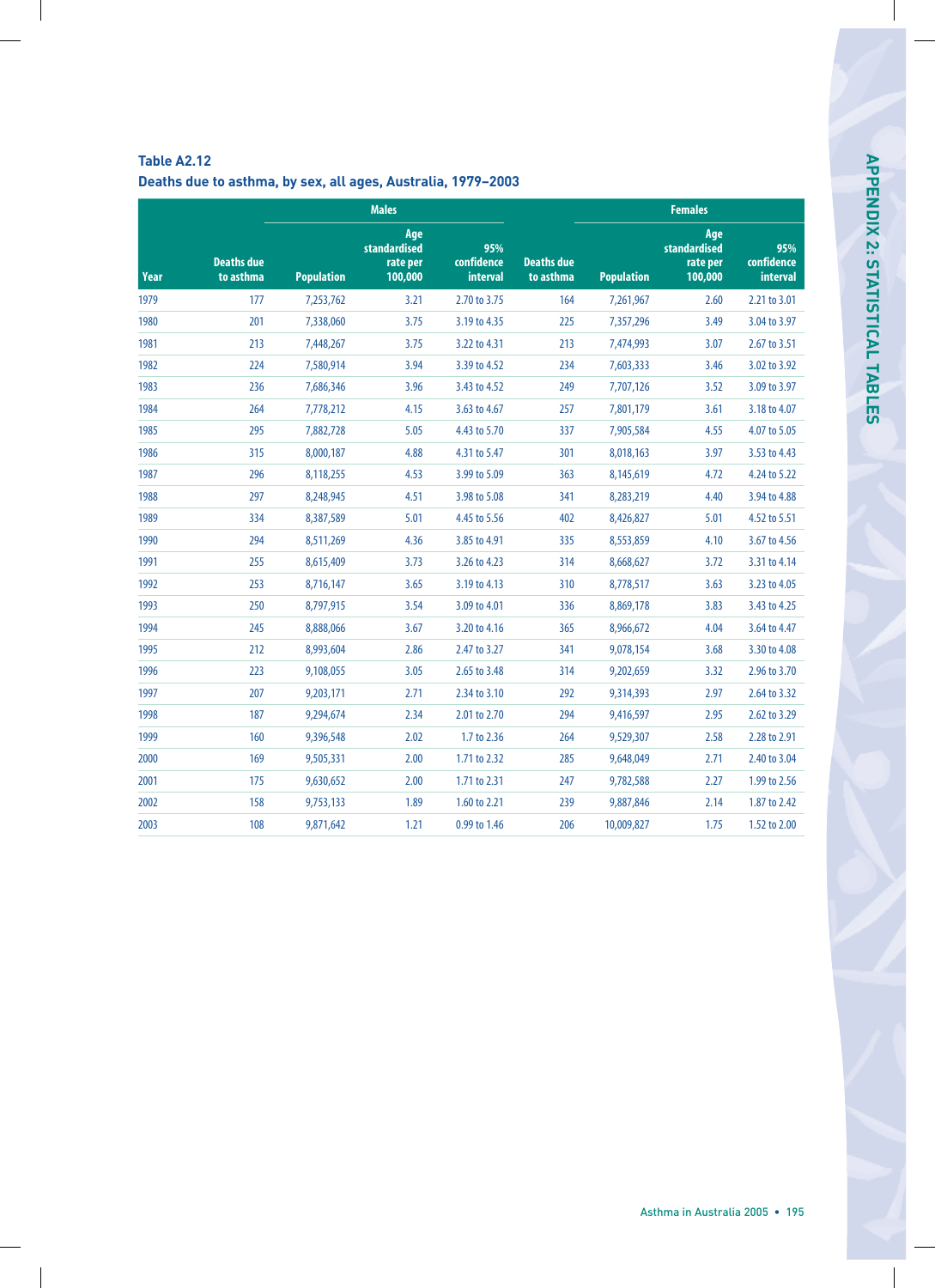**Table A2.12**

**Deaths due to asthma, by sex, all ages, Australia, 1979–2003**

| | Males | | | | Females | | | |
|---|---|---|---|---|---|---|---|---|
| Year | Deaths due to asthma | Population | Age standardised rate per 100,000 | 95% confidence interval | Deaths due to asthma | Population | Age standardised rate per 100,000 | 95% confidence interval |
| 1979 | 177 | 7,253,762 | 3.21 | 2.70 to 3.75 | 164 | 7,261,967 | 2.60 | 2.21 to 3.01 |
| 1980 | 201 | 7,338,060 | 3.75 | 3.19 to 4.35 | 225 | 7,357,296 | 3.49 | 3.04 to 3.97 |
| 1981 | 213 | 7,448,267 | 3.75 | 3.22 to 4.31 | 213 | 7,474,993 | 3.07 | 2.67 to 3.51 |
| 1982 | 224 | 7,580,914 | 3.94 | 3.39 to 4.52 | 234 | 7,603,333 | 3.46 | 3.02 to 3.92 |
| 1983 | 236 | 7,686,346 | 3.96 | 3.43 to 4.52 | 249 | 7,707,126 | 3.52 | 3.09 to 3.97 |
| 1984 | 264 | 7,778,212 | 4.15 | 3.63 to 4.67 | 257 | 7,801,179 | 3.61 | 3.18 to 4.07 |
| 1985 | 295 | 7,882,728 | 5.05 | 4.43 to 5.70 | 337 | 7,905,584 | 4.55 | 4.07 to 5.05 |
| 1986 | 315 | 8,000,187 | 4.88 | 4.31 to 5.47 | 301 | 8,018,163 | 3.97 | 3.53 to 4.43 |
| 1987 | 296 | 8,118,255 | 4.53 | 3.99 to 5.09 | 363 | 8,145,619 | 4.72 | 4.24 to 5.22 |
| 1988 | 297 | 8,248,945 | 4.51 | 3.98 to 5.08 | 341 | 8,283,219 | 4.40 | 3.94 to 4.88 |
| 1989 | 334 | 8,387,589 | 5.01 | 4.45 to 5.56 | 402 | 8,426,827 | 5.01 | 4.52 to 5.51 |
| 1990 | 294 | 8,511,269 | 4.36 | 3.85 to 4.91 | 335 | 8,553,859 | 4.10 | 3.67 to 4.56 |
| 1991 | 255 | 8,615,409 | 3.73 | 3.26 to 4.23 | 314 | 8,668,627 | 3.72 | 3.31 to 4.14 |
| 1992 | 253 | 8,716,147 | 3.65 | 3.19 to 4.13 | 310 | 8,778,517 | 3.63 | 3.23 to 4.05 |
| 1993 | 250 | 8,797,915 | 3.54 | 3.09 to 4.01 | 336 | 8,869,178 | 3.83 | 3.43 to 4.25 |
| 1994 | 245 | 8,888,066 | 3.67 | 3.20 to 4.16 | 365 | 8,966,672 | 4.04 | 3.64 to 4.47 |
| 1995 | 212 | 8,993,604 | 2.86 | 2.47 to 3.27 | 341 | 9,078,154 | 3.68 | 3.30 to 4.08 |
| 1996 | 223 | 9,108,055 | 3.05 | 2.65 to 3.48 | 314 | 9,202,659 | 3.32 | 2.96 to 3.70 |
| 1997 | 207 | 9,203,171 | 2.71 | 2.34 to 3.10 | 292 | 9,314,393 | 2.97 | 2.64 to 3.32 |
| 1998 | 187 | 9,294,674 | 2.34 | 2.01 to 2.70 | 294 | 9,416,597 | 2.95 | 2.62 to 3.29 |
| 1999 | 160 | 9,396,548 | 2.02 | 1.7 to 2.36 | 264 | 9,529,307 | 2.58 | 2.28 to 2.91 |
| 2000 | 169 | 9,505,331 | 2.00 | 1.71 to 2.32 | 285 | 9,648,049 | 2.71 | 2.40 to 3.04 |
| 2001 | 175 | 9,630,652 | 2.00 | 1.71 to 2.31 | 247 | 9,782,588 | 2.27 | 1.99 to 2.56 |
| 2002 | 158 | 9,753,133 | 1.89 | 1.60 to 2.21 | 239 | 9,887,846 | 2.14 | 1.87 to 2.42 |
| 2003 | 108 | 9,871,642 | 1.21 | 0.99 to 1.46 | 206 | 10,009,827 | 1.75 | 1.52 to 2.00 |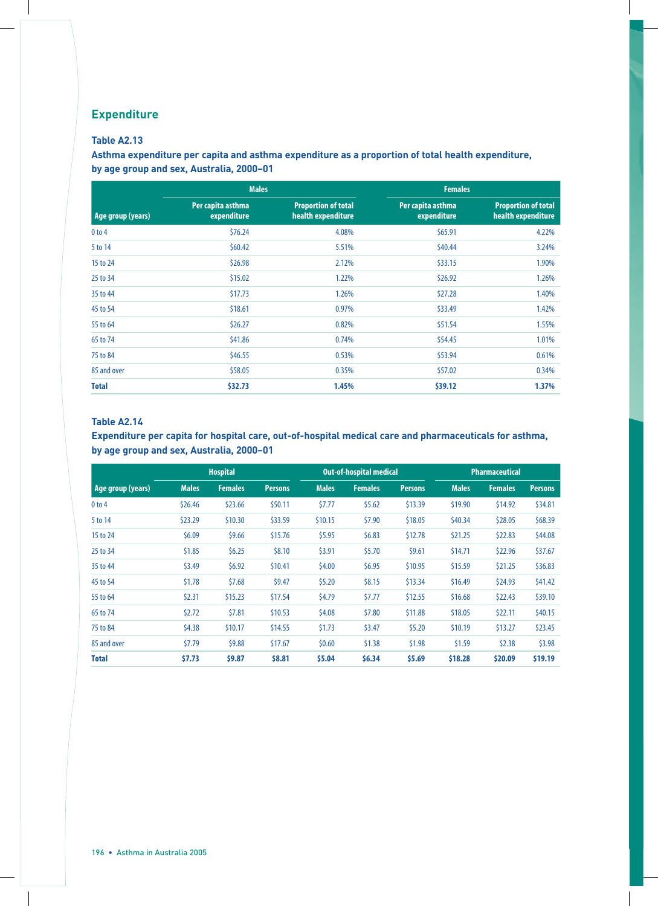## Expenditure

### Table A2.13

**Asthma expenditure per capita and asthma expenditure as a proportion of total health expenditure, by age group and sex, Australia, 2000–01**

| | Males | | Females | |
|---|---|---|---|---|
| Age group (years) | Per capita asthma expenditure | Proportion of total health expenditure | Per capita asthma expenditure | Proportion of total health expenditure |
| 0 to 4 | $76.24 | 4.08% | $65.91 | 4.22% |
| 5 to 14 | $60.42 | 5.51% | $40.44 | 3.24% |
| 15 to 24 | $26.98 | 2.12% | $33.15 | 1.90% |
| 25 to 34 | $15.02 | 1.22% | $26.92 | 1.26% |
| 35 to 44 | $17.73 | 1.26% | $27.28 | 1.40% |
| 45 to 54 | $18.61 | 0.97% | $33.49 | 1.42% |
| 55 to 64 | $26.27 | 0.82% | $51.54 | 1.55% |
| 65 to 74 | $41.86 | 0.74% | $54.45 | 1.01% |
| 75 to 84 | $46.55 | 0.53% | $53.94 | 0.61% |
| 85 and over | $58.05 | 0.35% | $57.02 | 0.34% |
| **Total** | **$32.73** | **1.45%** | **$39.12** | **1.37%** |

### Table A2.14

**Expenditure per capita for hospital care, out-of-hospital medical care and pharmaceuticals for asthma, by age group and sex, Australia, 2000–01**

| | Hospital | | | Out-of-hospital medical | | | Pharmaceutical | | |
|---|---|---|---|---|---|---|---|---|---|
| Age group (years) | Males | Females | Persons | Males | Females | Persons | Males | Females | Persons |
| 0 to 4 | $26.46 | $23.66 | $50.11 | $7.77 | $5.62 | $13.39 | $19.90 | $14.92 | $34.81 |
| 5 to 14 | $23.29 | $10.30 | $33.59 | $10.15 | $7.90 | $18.05 | $40.34 | $28.05 | $68.39 |
| 15 to 24 | $6.09 | $9.66 | $15.76 | $5.95 | $6.83 | $12.78 | $21.25 | $22.83 | $44.08 |
| 25 to 34 | $1.85 | $6.25 | $8.10 | $3.91 | $5.70 | $9.61 | $14.71 | $22.96 | $37.67 |
| 35 to 44 | $3.49 | $6.92 | $10.41 | $4.00 | $6.95 | $10.95 | $15.59 | $21.25 | $36.83 |
| 45 to 54 | $1.78 | $7.68 | $9.47 | $5.20 | $8.15 | $13.34 | $16.49 | $24.93 | $41.42 |
| 55 to 64 | $2.31 | $15.23 | $17.54 | $4.79 | $7.77 | $12.55 | $16.68 | $22.43 | $39.10 |
| 65 to 74 | $2.72 | $7.81 | $10.53 | $4.08 | $7.80 | $11.88 | $18.05 | $22.11 | $40.15 |
| 75 to 84 | $4.38 | $10.17 | $14.55 | $1.73 | $3.47 | $5.20 | $10.19 | $13.27 | $23.45 |
| 85 and over | $7.79 | $9.88 | $17.67 | $0.60 | $1.38 | $1.98 | $1.59 | $2.38 | $3.98 |
| **Total** | **$7.73** | **$9.87** | **$8.81** | **$5.04** | **$6.34** | **$5.69** | **$18.28** | **$20.09** | **$19.19** |